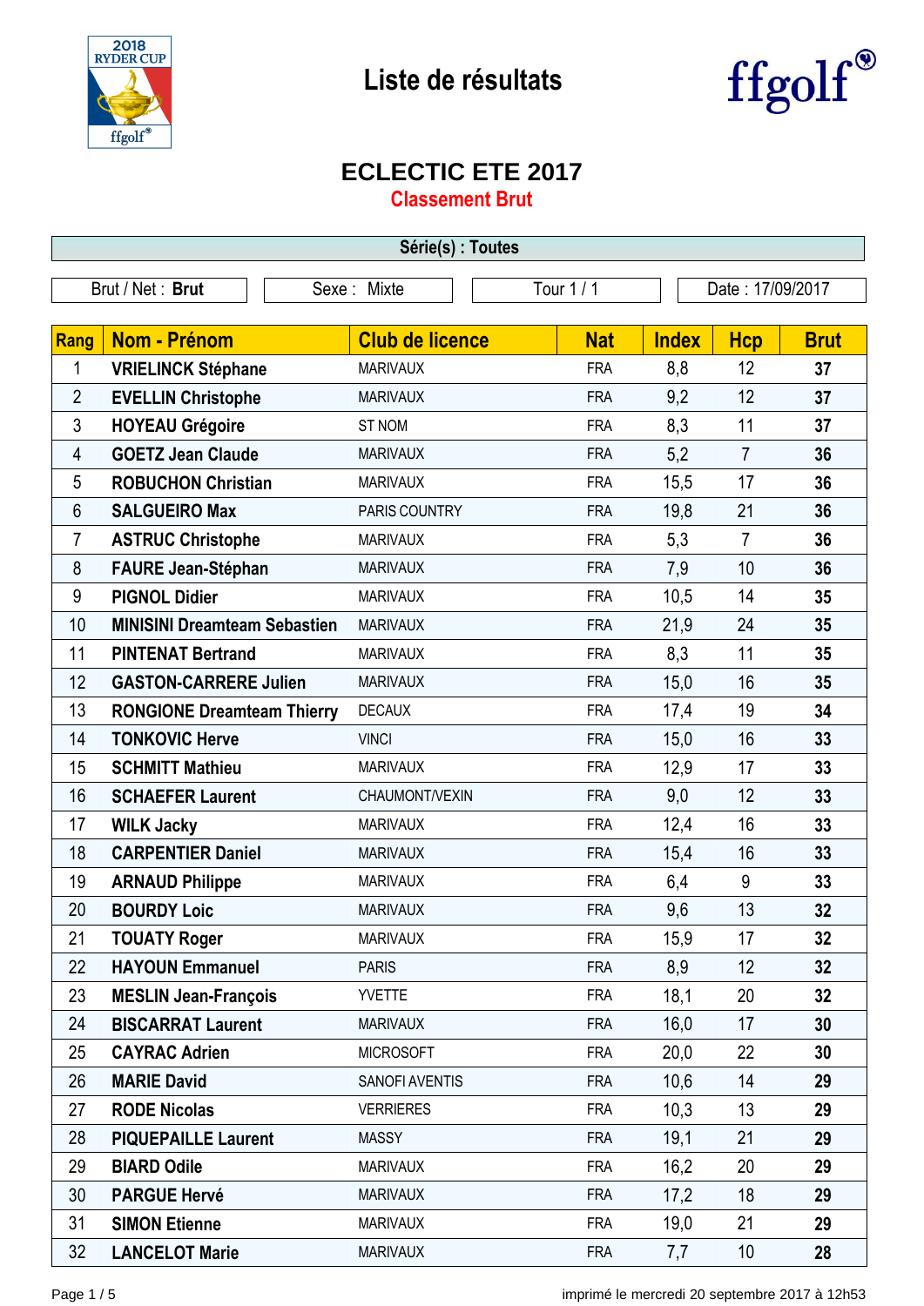# Liste de résultats

## ECLECTIC ETE 2017

### Classement Brut

| Série(s) : Toutes | | | |
|---|---|---|---|
| Brut / Net : **Brut** | Sexe : Mixte | Tour 1 / 1 | Date : 17/09/2017 |

| Rang | Nom - Prénom | Club de licence | Nat | Index | Hcp | Brut |
|---|---|---|---|---|---|---|
| 1 | **VRIELINCK Stéphane** | MARIVAUX | FRA | 8,8 | 12 | **37** |
| 2 | **EVELLIN Christophe** | MARIVAUX | FRA | 9,2 | 12 | **37** |
| 3 | **HOYEAU Grégoire** | ST NOM | FRA | 8,3 | 11 | **37** |
| 4 | **GOETZ Jean Claude** | MARIVAUX | FRA | 5,2 | 7 | **36** |
| 5 | **ROBUCHON Christian** | MARIVAUX | FRA | 15,5 | 17 | **36** |
| 6 | **SALGUEIRO Max** | PARIS COUNTRY | FRA | 19,8 | 21 | **36** |
| 7 | **ASTRUC Christophe** | MARIVAUX | FRA | 5,3 | 7 | **36** |
| 8 | **FAURE Jean-Stéphan** | MARIVAUX | FRA | 7,9 | 10 | **36** |
| 9 | **PIGNOL Didier** | MARIVAUX | FRA | 10,5 | 14 | **35** |
| 10 | **MINISINI Dreamteam Sebastien** | MARIVAUX | FRA | 21,9 | 24 | **35** |
| 11 | **PINTENAT Bertrand** | MARIVAUX | FRA | 8,3 | 11 | **35** |
| 12 | **GASTON-CARRERE Julien** | MARIVAUX | FRA | 15,0 | 16 | **35** |
| 13 | **RONGIONE Dreamteam Thierry** | DECAUX | FRA | 17,4 | 19 | **34** |
| 14 | **TONKOVIC Herve** | VINCI | FRA | 15,0 | 16 | **33** |
| 15 | **SCHMITT Mathieu** | MARIVAUX | FRA | 12,9 | 17 | **33** |
| 16 | **SCHAEFER Laurent** | CHAUMONT/VEXIN | FRA | 9,0 | 12 | **33** |
| 17 | **WILK Jacky** | MARIVAUX | FRA | 12,4 | 16 | **33** |
| 18 | **CARPENTIER Daniel** | MARIVAUX | FRA | 15,4 | 16 | **33** |
| 19 | **ARNAUD Philippe** | MARIVAUX | FRA | 6,4 | 9 | **33** |
| 20 | **BOURDY Loic** | MARIVAUX | FRA | 9,6 | 13 | **32** |
| 21 | **TOUATY Roger** | MARIVAUX | FRA | 15,9 | 17 | **32** |
| 22 | **HAYOUN Emmanuel** | PARIS | FRA | 8,9 | 12 | **32** |
| 23 | **MESLIN Jean-François** | YVETTE | FRA | 18,1 | 20 | **32** |
| 24 | **BISCARRAT Laurent** | MARIVAUX | FRA | 16,0 | 17 | **30** |
| 25 | **CAYRAC Adrien** | MICROSOFT | FRA | 20,0 | 22 | **30** |
| 26 | **MARIE David** | SANOFI AVENTIS | FRA | 10,6 | 14 | **29** |
| 27 | **RODE Nicolas** | VERRIERES | FRA | 10,3 | 13 | **29** |
| 28 | **PIQUEPAILLE Laurent** | MASSY | FRA | 19,1 | 21 | **29** |
| 29 | **BIARD Odile** | MARIVAUX | FRA | 16,2 | 20 | **29** |
| 30 | **PARGUE Hervé** | MARIVAUX | FRA | 17,2 | 18 | **29** |
| 31 | **SIMON Etienne** | MARIVAUX | FRA | 19,0 | 21 | **29** |
| 32 | **LANCELOT Marie** | MARIVAUX | FRA | 7,7 | 10 | **28** |

imprimé le mercredi 20 septembre 2017 à 12h53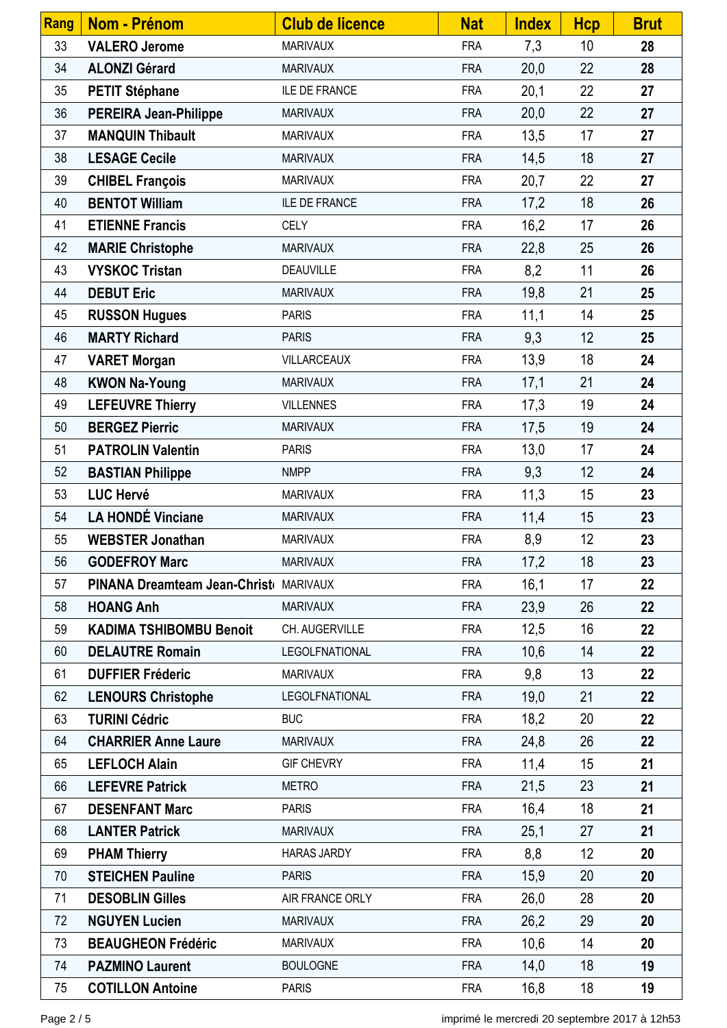| Rang | Nom - Prénom | Club de licence | Nat | Index | Hcp | Brut |
|---|---|---|---|---|---|---|
| 33 | **VALERO Jerome** | MARIVAUX | FRA | 7,3 | 10 | **28** |
| 34 | **ALONZI Gérard** | MARIVAUX | FRA | 20,0 | 22 | **28** |
| 35 | **PETIT Stéphane** | ILE DE FRANCE | FRA | 20,1 | 22 | **27** |
| 36 | **PEREIRA Jean-Philippe** | MARIVAUX | FRA | 20,0 | 22 | **27** |
| 37 | **MANQUIN Thibault** | MARIVAUX | FRA | 13,5 | 17 | **27** |
| 38 | **LESAGE Cecile** | MARIVAUX | FRA | 14,5 | 18 | **27** |
| 39 | **CHIBEL François** | MARIVAUX | FRA | 20,7 | 22 | **27** |
| 40 | **BENTOT William** | ILE DE FRANCE | FRA | 17,2 | 18 | **26** |
| 41 | **ETIENNE Francis** | CELY | FRA | 16,2 | 17 | **26** |
| 42 | **MARIE Christophe** | MARIVAUX | FRA | 22,8 | 25 | **26** |
| 43 | **VYSKOC Tristan** | DEAUVILLE | FRA | 8,2 | 11 | **26** |
| 44 | **DEBUT Eric** | MARIVAUX | FRA | 19,8 | 21 | **25** |
| 45 | **RUSSON Hugues** | PARIS | FRA | 11,1 | 14 | **25** |
| 46 | **MARTY Richard** | PARIS | FRA | 9,3 | 12 | **25** |
| 47 | **VARET Morgan** | VILLARCEAUX | FRA | 13,9 | 18 | **24** |
| 48 | **KWON Na-Young** | MARIVAUX | FRA | 17,1 | 21 | **24** |
| 49 | **LEFEUVRE Thierry** | VILLENNES | FRA | 17,3 | 19 | **24** |
| 50 | **BERGEZ Pierric** | MARIVAUX | FRA | 17,5 | 19 | **24** |
| 51 | **PATROLIN Valentin** | PARIS | FRA | 13,0 | 17 | **24** |
| 52 | **BASTIAN Philippe** | NMPP | FRA | 9,3 | 12 | **24** |
| 53 | **LUC Hervé** | MARIVAUX | FRA | 11,3 | 15 | **23** |
| 54 | **LA HONDÉ Vinciane** | MARIVAUX | FRA | 11,4 | 15 | **23** |
| 55 | **WEBSTER Jonathan** | MARIVAUX | FRA | 8,9 | 12 | **23** |
| 56 | **GODEFROY Marc** | MARIVAUX | FRA | 17,2 | 18 | **23** |
| 57 | **PINANA Dreamteam Jean-Christ** | MARIVAUX | FRA | 16,1 | 17 | **22** |
| 58 | **HOANG Anh** | MARIVAUX | FRA | 23,9 | 26 | **22** |
| 59 | **KADIMA TSHIBOMBU Benoit** | CH. AUGERVILLE | FRA | 12,5 | 16 | **22** |
| 60 | **DELAUTRE Romain** | LEGOLFNATIONAL | FRA | 10,6 | 14 | **22** |
| 61 | **DUFFIER Fréderic** | MARIVAUX | FRA | 9,8 | 13 | **22** |
| 62 | **LENOURS Christophe** | LEGOLFNATIONAL | FRA | 19,0 | 21 | **22** |
| 63 | **TURINI Cédric** | BUC | FRA | 18,2 | 20 | **22** |
| 64 | **CHARRIER Anne Laure** | MARIVAUX | FRA | 24,8 | 26 | **22** |
| 65 | **LEFLOCH Alain** | GIF CHEVRY | FRA | 11,4 | 15 | **21** |
| 66 | **LEFEVRE Patrick** | METRO | FRA | 21,5 | 23 | **21** |
| 67 | **DESENFANT Marc** | PARIS | FRA | 16,4 | 18 | **21** |
| 68 | **LANTER Patrick** | MARIVAUX | FRA | 25,1 | 27 | **21** |
| 69 | **PHAM Thierry** | HARAS JARDY | FRA | 8,8 | 12 | **20** |
| 70 | **STEICHEN Pauline** | PARIS | FRA | 15,9 | 20 | **20** |
| 71 | **DESOBLIN Gilles** | AIR FRANCE ORLY | FRA | 26,0 | 28 | **20** |
| 72 | **NGUYEN Lucien** | MARIVAUX | FRA | 26,2 | 29 | **20** |
| 73 | **BEAUGHEON Frédéric** | MARIVAUX | FRA | 10,6 | 14 | **20** |
| 74 | **PAZMINO Laurent** | BOULOGNE | FRA | 14,0 | 18 | **19** |
| 75 | **COTILLON Antoine** | PARIS | FRA | 16,8 | 18 | **19** |

imprimé le mercredi 20 septembre 2017 à 12h53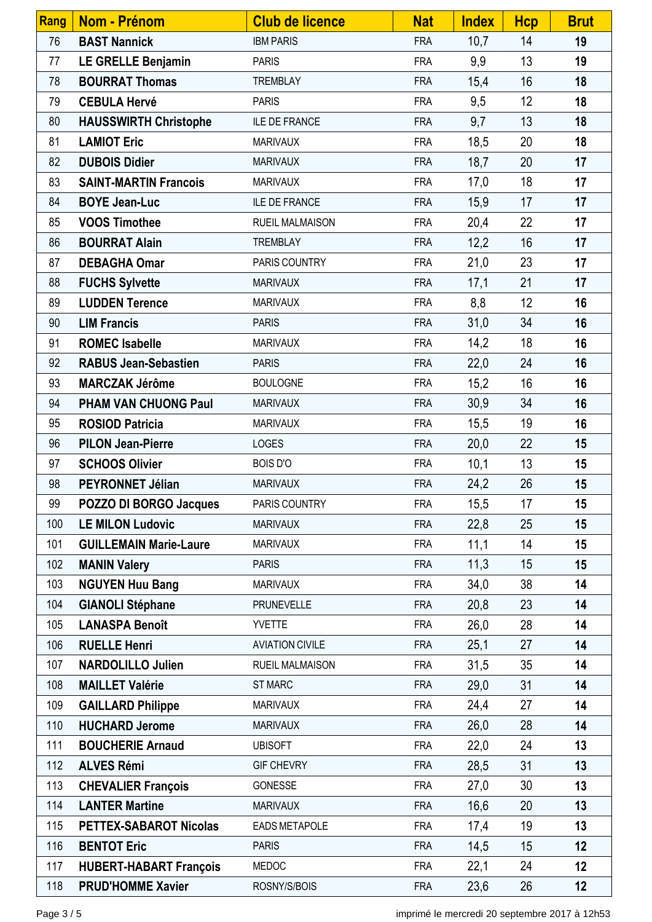| Rang | Nom - Prénom | Club de licence | Nat | Index | Hcp | Brut |
|---|---|---|---|---|---|---|
| 76 | **BAST Nannick** | IBM PARIS | FRA | 10,7 | 14 | **19** |
| 77 | **LE GRELLE Benjamin** | PARIS | FRA | 9,9 | 13 | **19** |
| 78 | **BOURRAT Thomas** | TREMBLAY | FRA | 15,4 | 16 | **18** |
| 79 | **CEBULA Hervé** | PARIS | FRA | 9,5 | 12 | **18** |
| 80 | **HAUSSWIRTH Christophe** | ILE DE FRANCE | FRA | 9,7 | 13 | **18** |
| 81 | **LAMIOT Eric** | MARIVAUX | FRA | 18,5 | 20 | **18** |
| 82 | **DUBOIS Didier** | MARIVAUX | FRA | 18,7 | 20 | **17** |
| 83 | **SAINT-MARTIN Francois** | MARIVAUX | FRA | 17,0 | 18 | **17** |
| 84 | **BOYE Jean-Luc** | ILE DE FRANCE | FRA | 15,9 | 17 | **17** |
| 85 | **VOOS Timothee** | RUEIL MALMAISON | FRA | 20,4 | 22 | **17** |
| 86 | **BOURRAT Alain** | TREMBLAY | FRA | 12,2 | 16 | **17** |
| 87 | **DEBAGHA Omar** | PARIS COUNTRY | FRA | 21,0 | 23 | **17** |
| 88 | **FUCHS Sylvette** | MARIVAUX | FRA | 17,1 | 21 | **17** |
| 89 | **LUDDEN Terence** | MARIVAUX | FRA | 8,8 | 12 | **16** |
| 90 | **LIM Francis** | PARIS | FRA | 31,0 | 34 | **16** |
| 91 | **ROMEC Isabelle** | MARIVAUX | FRA | 14,2 | 18 | **16** |
| 92 | **RABUS Jean-Sebastien** | PARIS | FRA | 22,0 | 24 | **16** |
| 93 | **MARCZAK Jérôme** | BOULOGNE | FRA | 15,2 | 16 | **16** |
| 94 | **PHAM VAN CHUONG Paul** | MARIVAUX | FRA | 30,9 | 34 | **16** |
| 95 | **ROSIOD Patricia** | MARIVAUX | FRA | 15,5 | 19 | **16** |
| 96 | **PILON Jean-Pierre** | LOGES | FRA | 20,0 | 22 | **15** |
| 97 | **SCHOOS Olivier** | BOIS D'O | FRA | 10,1 | 13 | **15** |
| 98 | **PEYRONNET Jélian** | MARIVAUX | FRA | 24,2 | 26 | **15** |
| 99 | **POZZO DI BORGO Jacques** | PARIS COUNTRY | FRA | 15,5 | 17 | **15** |
| 100 | **LE MILON Ludovic** | MARIVAUX | FRA | 22,8 | 25 | **15** |
| 101 | **GUILLEMAIN Marie-Laure** | MARIVAUX | FRA | 11,1 | 14 | **15** |
| 102 | **MANIN Valery** | PARIS | FRA | 11,3 | 15 | **15** |
| 103 | **NGUYEN Huu Bang** | MARIVAUX | FRA | 34,0 | 38 | **14** |
| 104 | **GIANOLI Stéphane** | PRUNEVELLE | FRA | 20,8 | 23 | **14** |
| 105 | **LANASPA Benoît** | YVETTE | FRA | 26,0 | 28 | **14** |
| 106 | **RUELLE Henri** | AVIATION CIVILE | FRA | 25,1 | 27 | **14** |
| 107 | **NARDOLILLO Julien** | RUEIL MALMAISON | FRA | 31,5 | 35 | **14** |
| 108 | **MAILLET Valérie** | ST MARC | FRA | 29,0 | 31 | **14** |
| 109 | **GAILLARD Philippe** | MARIVAUX | FRA | 24,4 | 27 | **14** |
| 110 | **HUCHARD Jerome** | MARIVAUX | FRA | 26,0 | 28 | **14** |
| 111 | **BOUCHERIE Arnaud** | UBISOFT | FRA | 22,0 | 24 | **13** |
| 112 | **ALVES Rémi** | GIF CHEVRY | FRA | 28,5 | 31 | **13** |
| 113 | **CHEVALIER François** | GONESSE | FRA | 27,0 | 30 | **13** |
| 114 | **LANTER Martine** | MARIVAUX | FRA | 16,6 | 20 | **13** |
| 115 | **PETTEX-SABAROT Nicolas** | EADS METAPOLE | FRA | 17,4 | 19 | **13** |
| 116 | **BENTOT Eric** | PARIS | FRA | 14,5 | 15 | **12** |
| 117 | **HUBERT-HABART François** | MEDOC | FRA | 22,1 | 24 | **12** |
| 118 | **PRUD'HOMME Xavier** | ROSNY/S/BOIS | FRA | 23,6 | 26 | **12** |

imprimé le mercredi 20 septembre 2017 à 12h53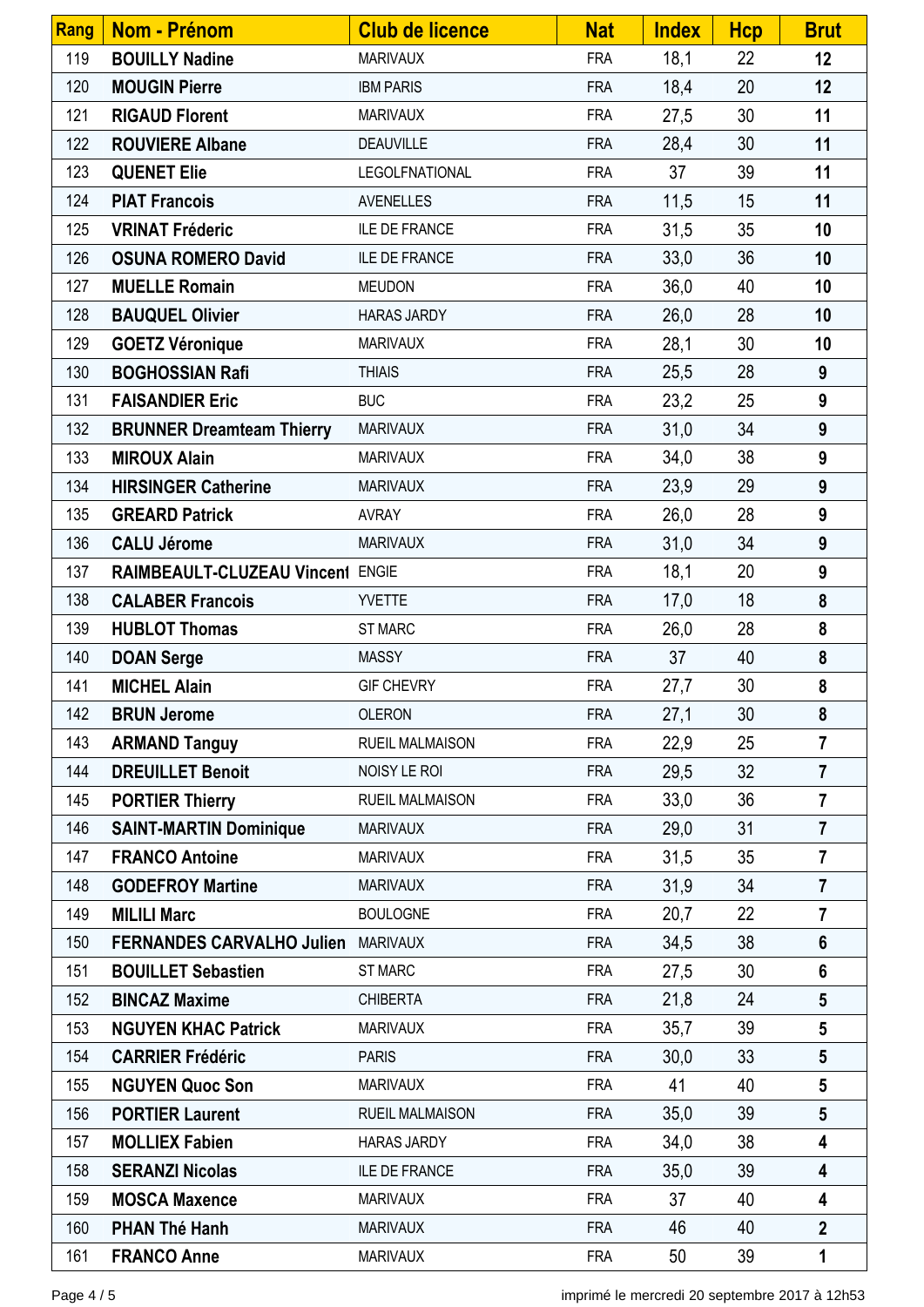| Rang | Nom - Prénom | Club de licence | Nat | Index | Hcp | Brut |
|---|---|---|---|---|---|---|
| 119 | **BOUILLY Nadine** | MARIVAUX | FRA | 18,1 | 22 | **12** |
| 120 | **MOUGIN Pierre** | IBM PARIS | FRA | 18,4 | 20 | **12** |
| 121 | **RIGAUD Florent** | MARIVAUX | FRA | 27,5 | 30 | **11** |
| 122 | **ROUVIERE Albane** | DEAUVILLE | FRA | 28,4 | 30 | **11** |
| 123 | **QUENET Elie** | LEGOLFNATIONAL | FRA | 37 | 39 | **11** |
| 124 | **PIAT Francois** | AVENELLES | FRA | 11,5 | 15 | **11** |
| 125 | **VRINAT Fréderic** | ILE DE FRANCE | FRA | 31,5 | 35 | **10** |
| 126 | **OSUNA ROMERO David** | ILE DE FRANCE | FRA | 33,0 | 36 | **10** |
| 127 | **MUELLE Romain** | MEUDON | FRA | 36,0 | 40 | **10** |
| 128 | **BAUQUEL Olivier** | HARAS JARDY | FRA | 26,0 | 28 | **10** |
| 129 | **GOETZ Véronique** | MARIVAUX | FRA | 28,1 | 30 | **10** |
| 130 | **BOGHOSSIAN Rafi** | THIAIS | FRA | 25,5 | 28 | **9** |
| 131 | **FAISANDIER Eric** | BUC | FRA | 23,2 | 25 | **9** |
| 132 | **BRUNNER Dreamteam Thierry** | MARIVAUX | FRA | 31,0 | 34 | **9** |
| 133 | **MIROUX Alain** | MARIVAUX | FRA | 34,0 | 38 | **9** |
| 134 | **HIRSINGER Catherine** | MARIVAUX | FRA | 23,9 | 29 | **9** |
| 135 | **GREARD Patrick** | AVRAY | FRA | 26,0 | 28 | **9** |
| 136 | **CALU Jérome** | MARIVAUX | FRA | 31,0 | 34 | **9** |
| 137 | **RAIMBEAULT-CLUZEAU Vincent** | ENGIE | FRA | 18,1 | 20 | **9** |
| 138 | **CALABER Francois** | YVETTE | FRA | 17,0 | 18 | **8** |
| 139 | **HUBLOT Thomas** | ST MARC | FRA | 26,0 | 28 | **8** |
| 140 | **DOAN Serge** | MASSY | FRA | 37 | 40 | **8** |
| 141 | **MICHEL Alain** | GIF CHEVRY | FRA | 27,7 | 30 | **8** |
| 142 | **BRUN Jerome** | OLERON | FRA | 27,1 | 30 | **8** |
| 143 | **ARMAND Tanguy** | RUEIL MALMAISON | FRA | 22,9 | 25 | **7** |
| 144 | **DREUILLET Benoit** | NOISY LE ROI | FRA | 29,5 | 32 | **7** |
| 145 | **PORTIER Thierry** | RUEIL MALMAISON | FRA | 33,0 | 36 | **7** |
| 146 | **SAINT-MARTIN Dominique** | MARIVAUX | FRA | 29,0 | 31 | **7** |
| 147 | **FRANCO Antoine** | MARIVAUX | FRA | 31,5 | 35 | **7** |
| 148 | **GODEFROY Martine** | MARIVAUX | FRA | 31,9 | 34 | **7** |
| 149 | **MILILI Marc** | BOULOGNE | FRA | 20,7 | 22 | **7** |
| 150 | **FERNANDES CARVALHO Julien** | MARIVAUX | FRA | 34,5 | 38 | **6** |
| 151 | **BOUILLET Sebastien** | ST MARC | FRA | 27,5 | 30 | **6** |
| 152 | **BINCAZ Maxime** | CHIBERTA | FRA | 21,8 | 24 | **5** |
| 153 | **NGUYEN KHAC Patrick** | MARIVAUX | FRA | 35,7 | 39 | **5** |
| 154 | **CARRIER Frédéric** | PARIS | FRA | 30,0 | 33 | **5** |
| 155 | **NGUYEN Quoc Son** | MARIVAUX | FRA | 41 | 40 | **5** |
| 156 | **PORTIER Laurent** | RUEIL MALMAISON | FRA | 35,0 | 39 | **5** |
| 157 | **MOLLIEX Fabien** | HARAS JARDY | FRA | 34,0 | 38 | **4** |
| 158 | **SERANZI Nicolas** | ILE DE FRANCE | FRA | 35,0 | 39 | **4** |
| 159 | **MOSCA Maxence** | MARIVAUX | FRA | 37 | 40 | **4** |
| 160 | **PHAN Thé Hanh** | MARIVAUX | FRA | 46 | 40 | **2** |
| 161 | **FRANCO Anne** | MARIVAUX | FRA | 50 | 39 | **1** |

imprimé le mercredi 20 septembre 2017 à 12h53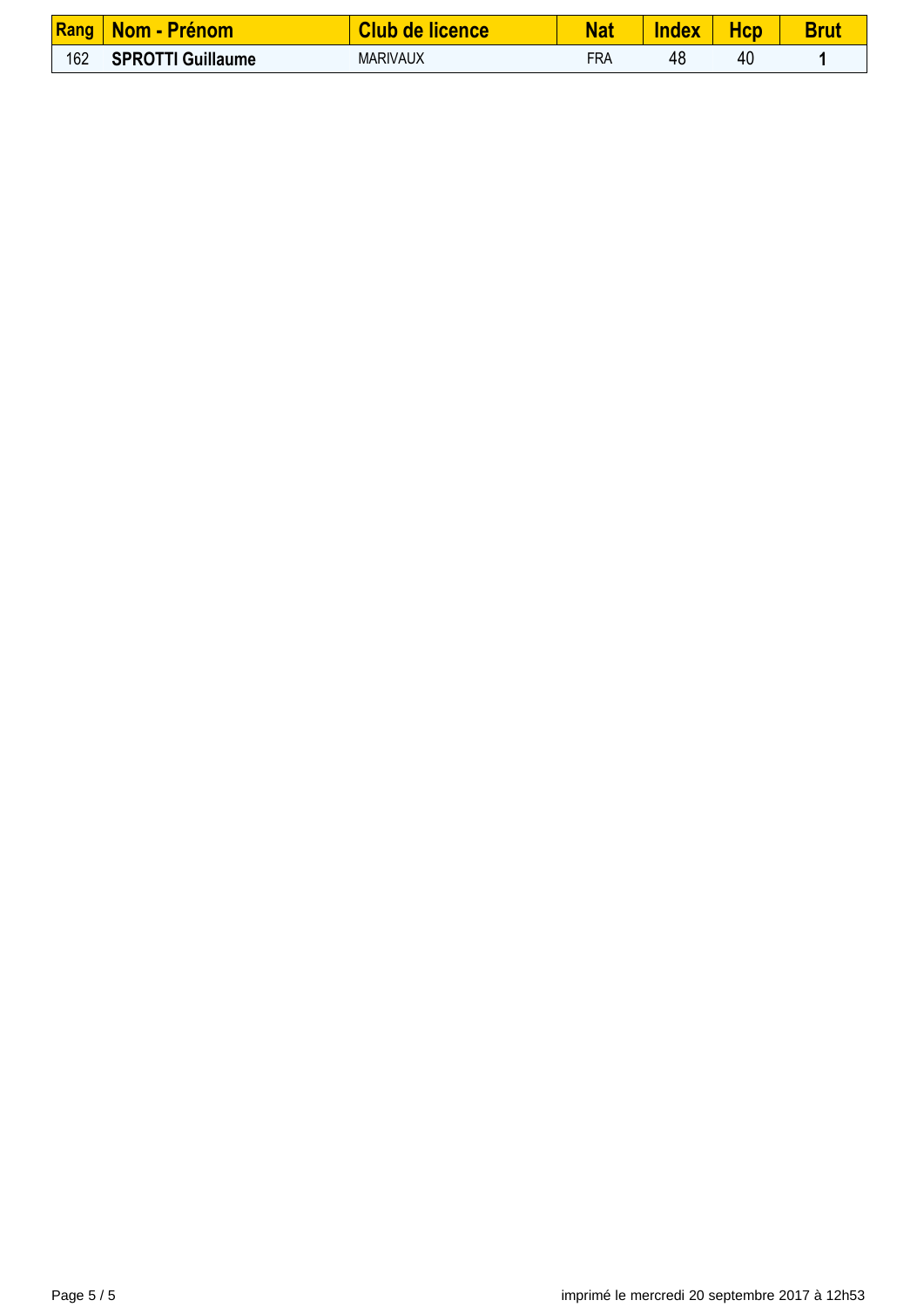| Rang | Nom - Prénom | Club de licence | Nat | Index | Hcp | Brut |
|---|---|---|---|---|---|---|
| 162 | **SPROTTI Guillaume** | MARIVAUX | FRA | 48 | 40 | **1** |

imprimé le mercredi 20 septembre 2017 à 12h53